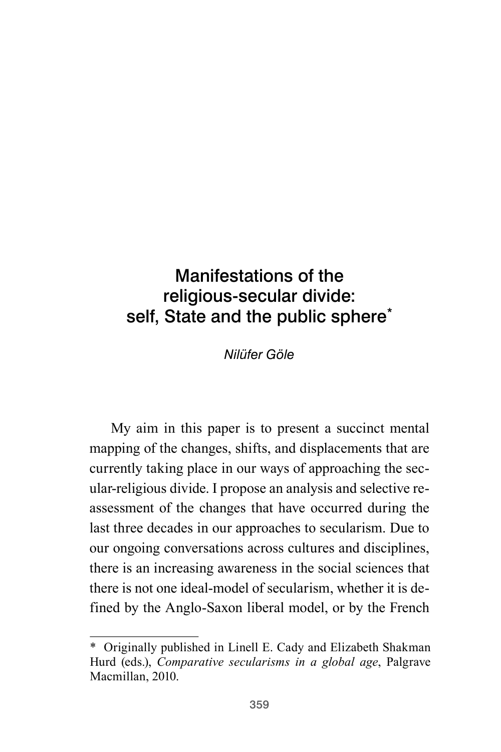# Manifestations of the religious-secular divide: self, State and the public sphere*

*Nilüfer Göle*

My aim in this paper is to present a succinct mental mapping of the changes, shifts, and displacements that are currently taking place in our ways of approaching the secular-religious divide. I propose an analysis and selective reassessment of the changes that have occurred during the last three decades in our approaches to secularism. Due to our ongoing conversations across cultures and disciplines, there is an increasing awareness in the social sciences that there is not one ideal-model of secularism, whether it is defined by the Anglo-Saxon liberal model, or by the French

---

\* Originally published in Linell E. Cady and Elizabeth Shakman Hurd (eds.), *Comparative secularisms in a global age*, Palgrave Macmillan, 2010.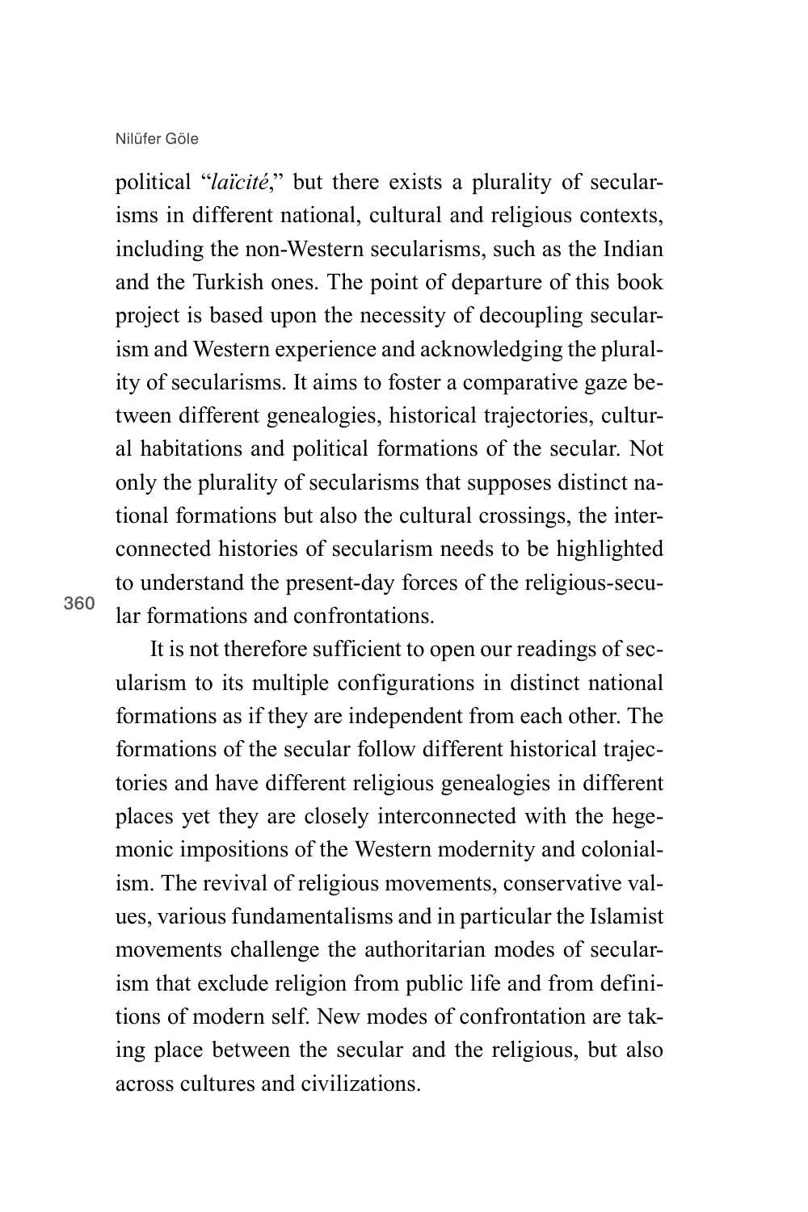political "*laïcité*," but there exists a plurality of secularisms in different national, cultural and religious contexts, including the non-Western secularisms, such as the Indian and the Turkish ones. The point of departure of this book project is based upon the necessity of decoupling secularism and Western experience and acknowledging the plurality of secularisms. It aims to foster a comparative gaze between different genealogies, historical trajectories, cultural habitations and political formations of the secular. Not only the plurality of secularisms that supposes distinct national formations but also the cultural crossings, the interconnected histories of secularism needs to be highlighted to understand the present-day forces of the religious-secular formations and confrontations.

It is not therefore sufficient to open our readings of secularism to its multiple configurations in distinct national formations as if they are independent from each other. The formations of the secular follow different historical trajectories and have different religious genealogies in different places yet they are closely interconnected with the hegemonic impositions of the Western modernity and colonialism. The revival of religious movements, conservative values, various fundamentalisms and in particular the Islamist movements challenge the authoritarian modes of secularism that exclude religion from public life and from definitions of modern self. New modes of confrontation are taking place between the secular and the religious, but also across cultures and civilizations.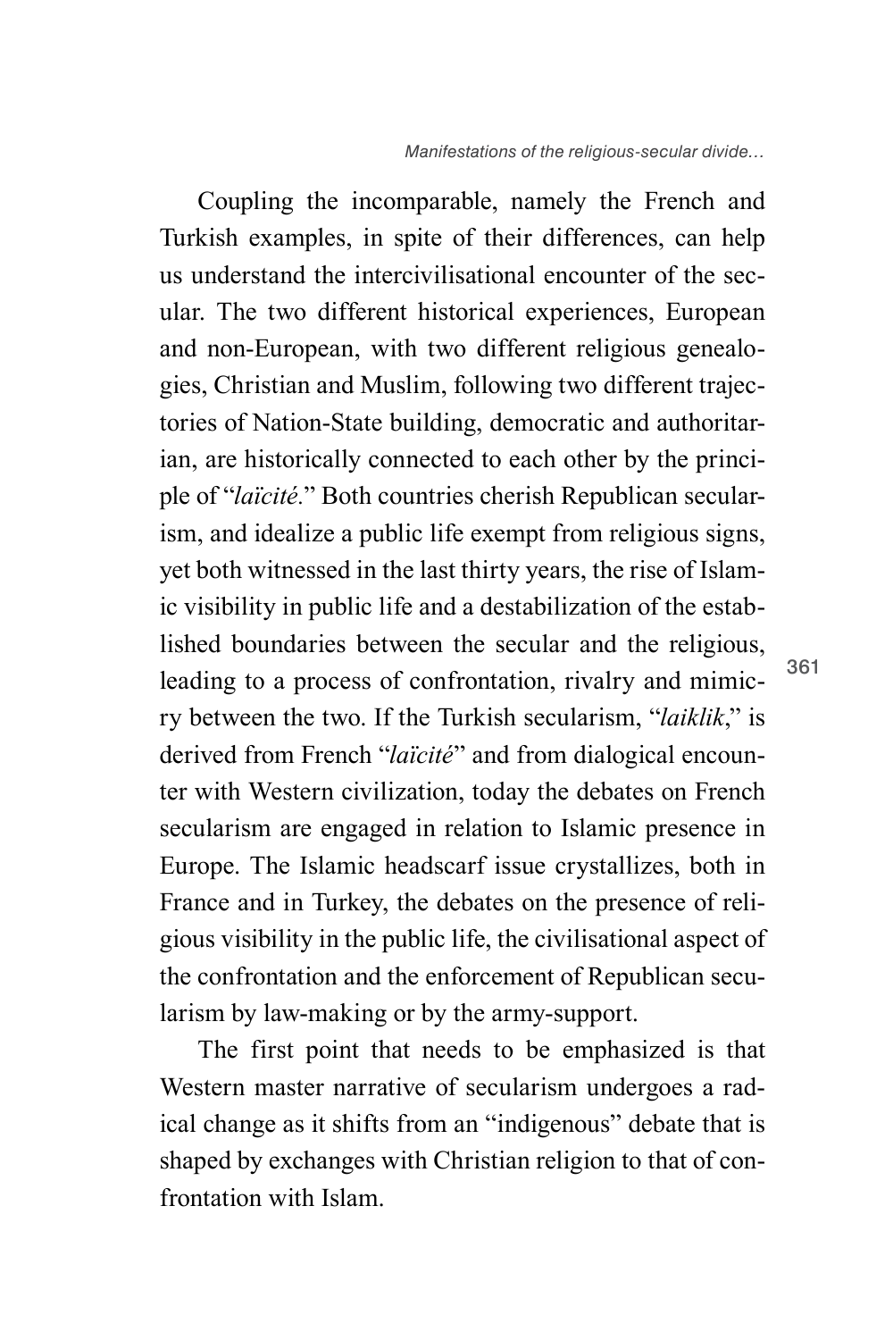Coupling the incomparable, namely the French and Turkish examples, in spite of their differences, can help us understand the intercivilisational encounter of the secular. The two different historical experiences, European and non-European, with two different religious genealogies, Christian and Muslim, following two different trajectories of Nation-State building, democratic and authoritarian, are historically connected to each other by the principle of "*laïcité*." Both countries cherish Republican secularism, and idealize a public life exempt from religious signs, yet both witnessed in the last thirty years, the rise of Islamic visibility in public life and a destabilization of the established boundaries between the secular and the religious, leading to a process of confrontation, rivalry and mimicry between the two. If the Turkish secularism, "*laiklik*," is derived from French "*laïcité*" and from dialogical encounter with Western civilization, today the debates on French secularism are engaged in relation to Islamic presence in Europe. The Islamic headscarf issue crystallizes, both in France and in Turkey, the debates on the presence of religious visibility in the public life, the civilisational aspect of the confrontation and the enforcement of Republican secularism by law-making or by the army-support.

The first point that needs to be emphasized is that Western master narrative of secularism undergoes a radical change as it shifts from an "indigenous" debate that is shaped by exchanges with Christian religion to that of confrontation with Islam.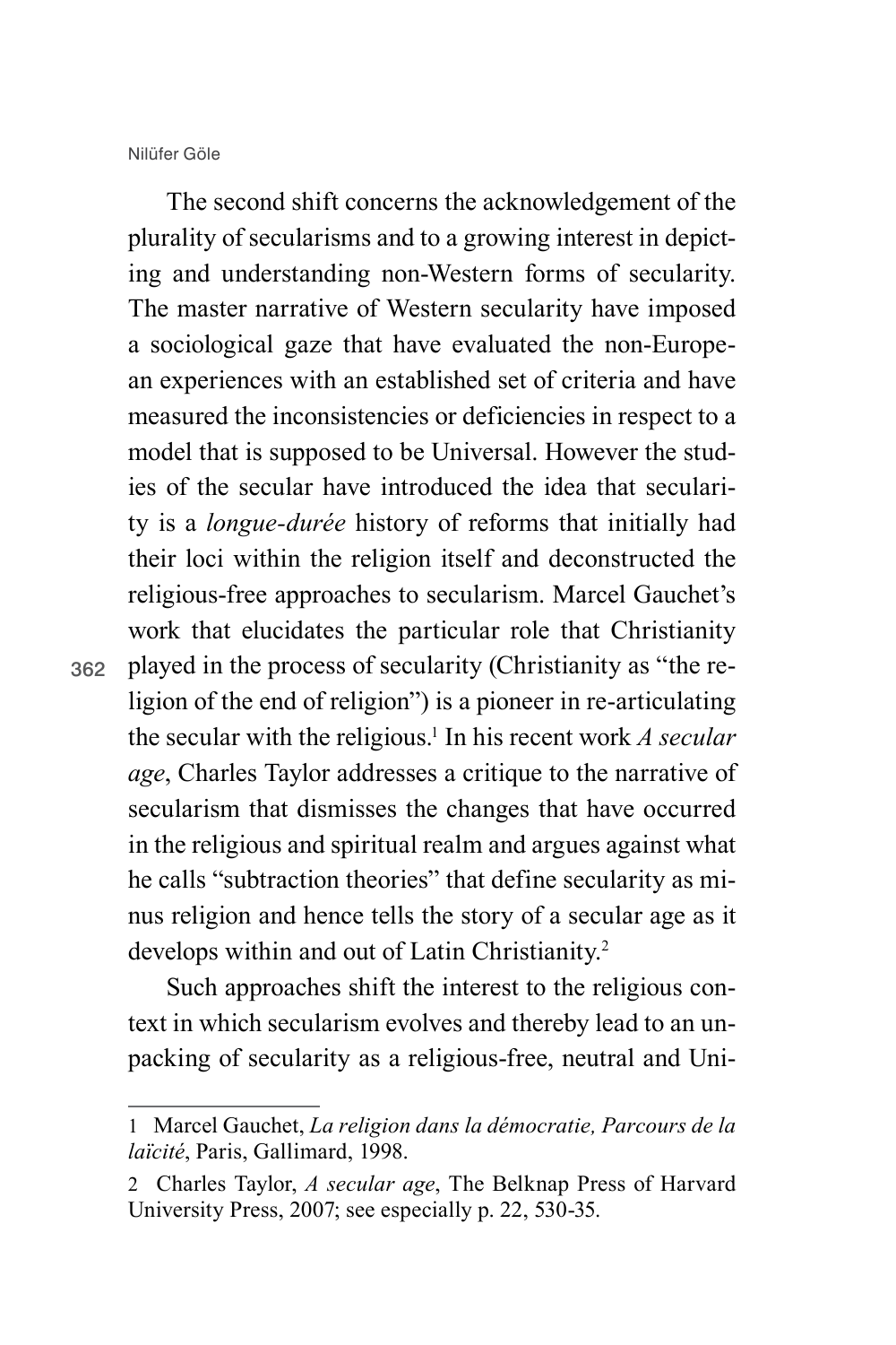The second shift concerns the acknowledgement of the plurality of secularisms and to a growing interest in depicting and understanding non-Western forms of secularity. The master narrative of Western secularity have imposed a sociological gaze that have evaluated the non-European experiences with an established set of criteria and have measured the inconsistencies or deficiencies in respect to a model that is supposed to be Universal. However the studies of the secular have introduced the idea that secularity is a *longue-durée* history of reforms that initially had their loci within the religion itself and deconstructed the religious-free approaches to secularism. Marcel Gauchet's work that elucidates the particular role that Christianity played in the process of secularity (Christianity as "the religion of the end of religion") is a pioneer in re-articulating the secular with the religious.[1] In his recent work *A secular age*, Charles Taylor addresses a critique to the narrative of secularism that dismisses the changes that have occurred in the religious and spiritual realm and argues against what he calls "subtraction theories" that define secularity as minus religion and hence tells the story of a secular age as it develops within and out of Latin Christianity.[2]

Such approaches shift the interest to the religious context in which secularism evolves and thereby lead to an unpacking of secularity as a religious-free, neutral and Uni-

---

1 Marcel Gauchet, *La religion dans la démocratie, Parcours de la laïcité*, Paris, Gallimard, 1998.

2 Charles Taylor, *A secular age*, The Belknap Press of Harvard University Press, 2007; see especially p. 22, 530-35.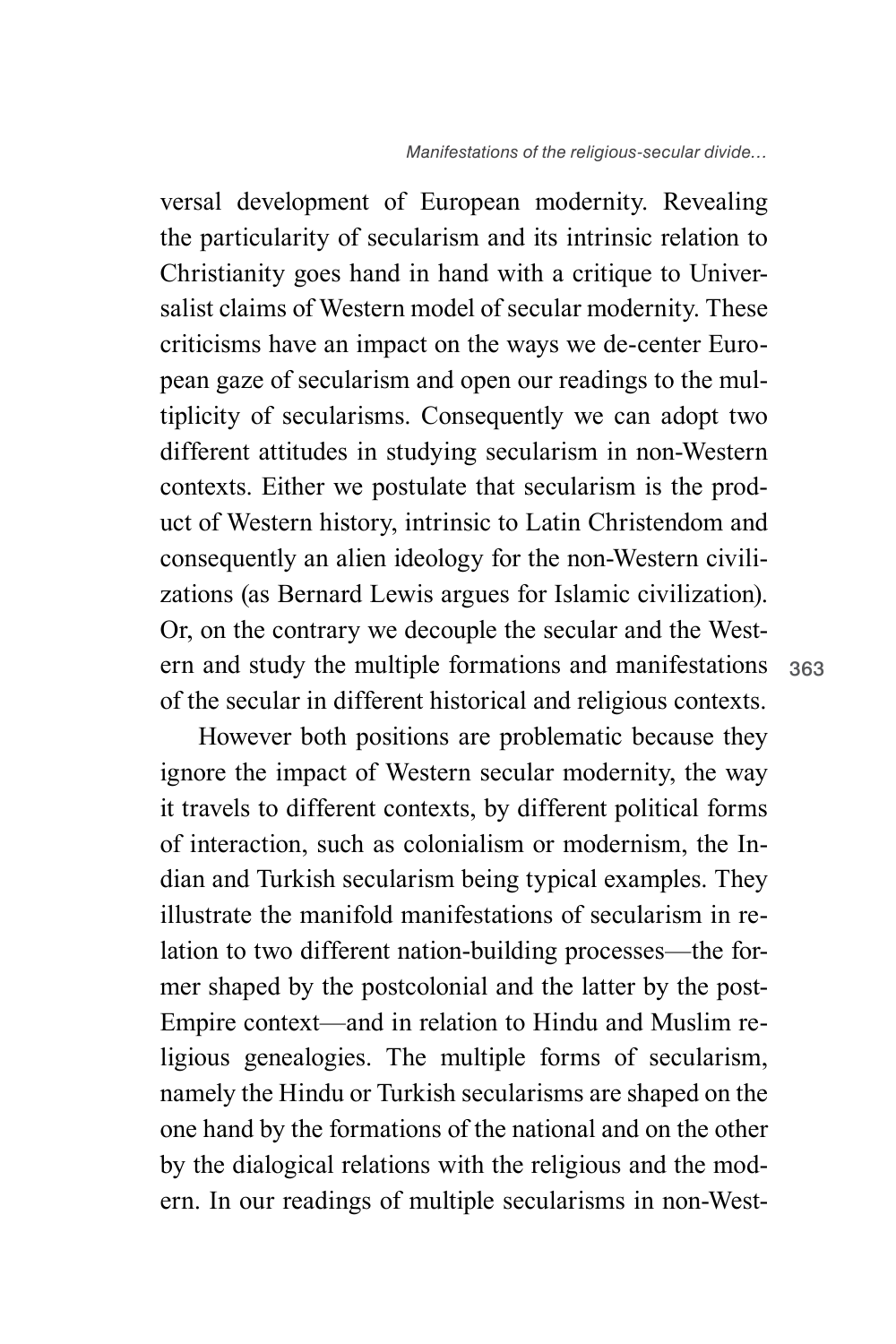versal development of European modernity. Revealing the particularity of secularism and its intrinsic relation to Christianity goes hand in hand with a critique to Universalist claims of Western model of secular modernity. These criticisms have an impact on the ways we de-center European gaze of secularism and open our readings to the multiplicity of secularisms. Consequently we can adopt two different attitudes in studying secularism in non-Western contexts. Either we postulate that secularism is the product of Western history, intrinsic to Latin Christendom and consequently an alien ideology for the non-Western civilizations (as Bernard Lewis argues for Islamic civilization). Or, on the contrary we decouple the secular and the Western and study the multiple formations and manifestations of the secular in different historical and religious contexts.

However both positions are problematic because they ignore the impact of Western secular modernity, the way it travels to different contexts, by different political forms of interaction, such as colonialism or modernism, the Indian and Turkish secularism being typical examples. They illustrate the manifold manifestations of secularism in relation to two different nation-building processes—the former shaped by the postcolonial and the latter by the post-Empire context—and in relation to Hindu and Muslim religious genealogies. The multiple forms of secularism, namely the Hindu or Turkish secularisms are shaped on the one hand by the formations of the national and on the other by the dialogical relations with the religious and the modern. In our readings of multiple secularisms in non-West-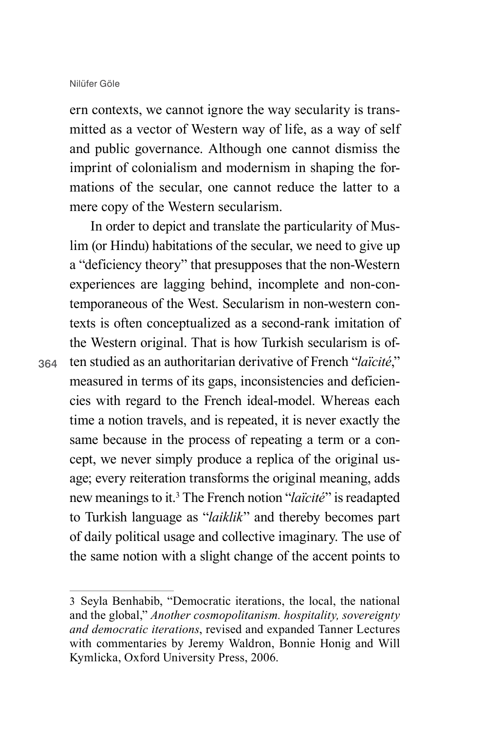ern contexts, we cannot ignore the way secularity is transmitted as a vector of Western way of life, as a way of self and public governance. Although one cannot dismiss the imprint of colonialism and modernism in shaping the formations of the secular, one cannot reduce the latter to a mere copy of the Western secularism.

In order to depict and translate the particularity of Muslim (or Hindu) habitations of the secular, we need to give up a "deficiency theory" that presupposes that the non-Western experiences are lagging behind, incomplete and non-contemporaneous of the West. Secularism in non-western contexts is often conceptualized as a second-rank imitation of the Western original. That is how Turkish secularism is often studied as an authoritarian derivative of French "*laïcité*," measured in terms of its gaps, inconsistencies and deficiencies with regard to the French ideal-model. Whereas each time a notion travels, and is repeated, it is never exactly the same because in the process of repeating a term or a concept, we never simply produce a replica of the original usage; every reiteration transforms the original meaning, adds new meanings to it.[3] The French notion "*laïcité*" is readapted to Turkish language as "*laiklik*" and thereby becomes part of daily political usage and collective imaginary. The use of the same notion with a slight change of the accent points to

---

3 Seyla Benhabib, "Democratic iterations, the local, the national and the global," *Another cosmopolitanism. hospitality, sovereignty and democratic iterations*, revised and expanded Tanner Lectures with commentaries by Jeremy Waldron, Bonnie Honig and Will Kymlicka, Oxford University Press, 2006.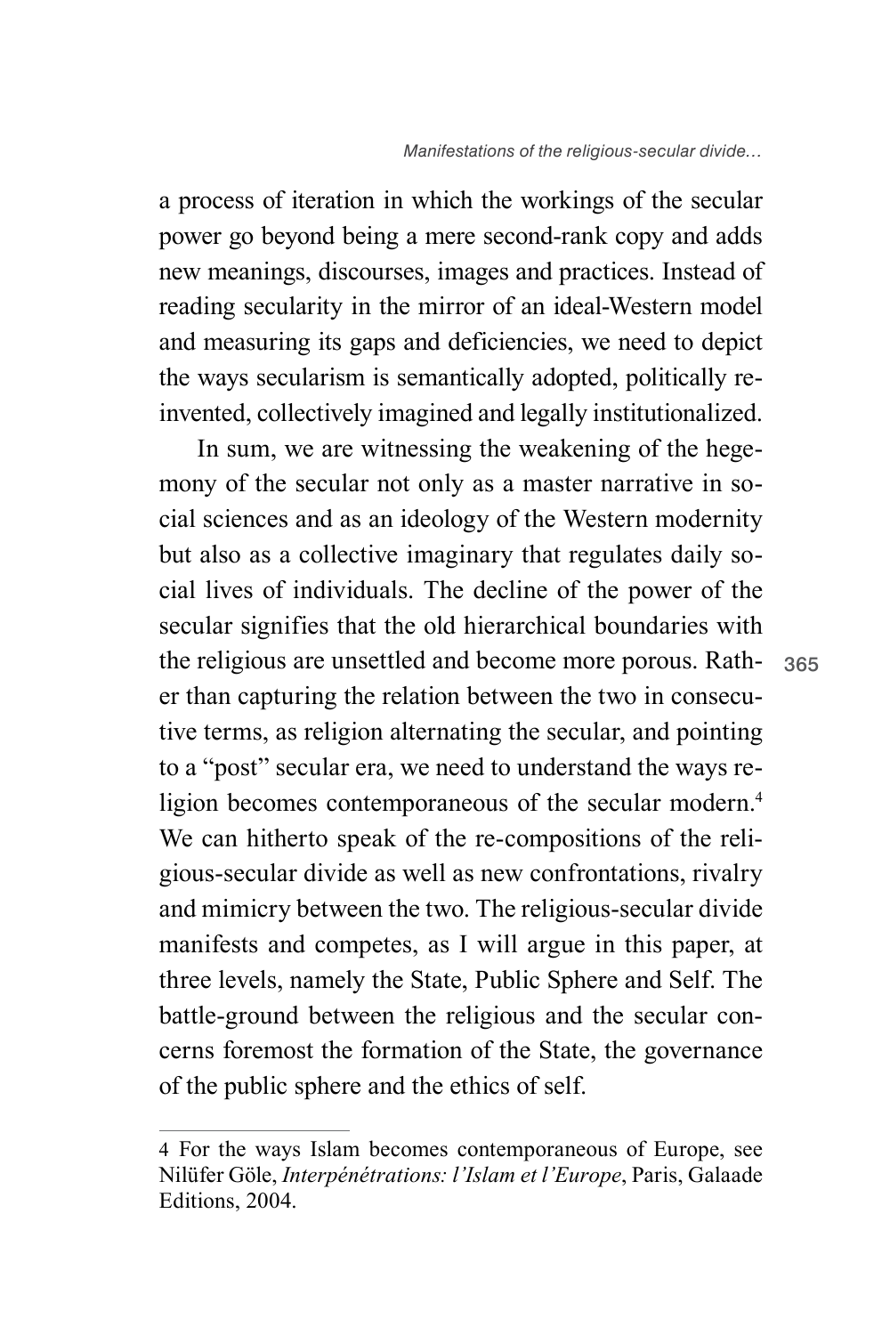a process of iteration in which the workings of the secular power go beyond being a mere second-rank copy and adds new meanings, discourses, images and practices. Instead of reading secularity in the mirror of an ideal-Western model and measuring its gaps and deficiencies, we need to depict the ways secularism is semantically adopted, politically re-invented, collectively imagined and legally institutionalized.

In sum, we are witnessing the weakening of the hegemony of the secular not only as a master narrative in social sciences and as an ideology of the Western modernity but also as a collective imaginary that regulates daily social lives of individuals. The decline of the power of the secular signifies that the old hierarchical boundaries with the religious are unsettled and become more porous. Rather than capturing the relation between the two in consecutive terms, as religion alternating the secular, and pointing to a "post" secular era, we need to understand the ways religion becomes contemporaneous of the secular modern.[4] We can hitherto speak of the re-compositions of the religious-secular divide as well as new confrontations, rivalry and mimicry between the two. The religious-secular divide manifests and competes, as I will argue in this paper, at three levels, namely the State, Public Sphere and Self. The battle-ground between the religious and the secular concerns foremost the formation of the State, the governance of the public sphere and the ethics of self.

---

4 For the ways Islam becomes contemporaneous of Europe, see Nilüfer Göle, *Interpénétrations: l'Islam et l'Europe*, Paris, Galaade Editions, 2004.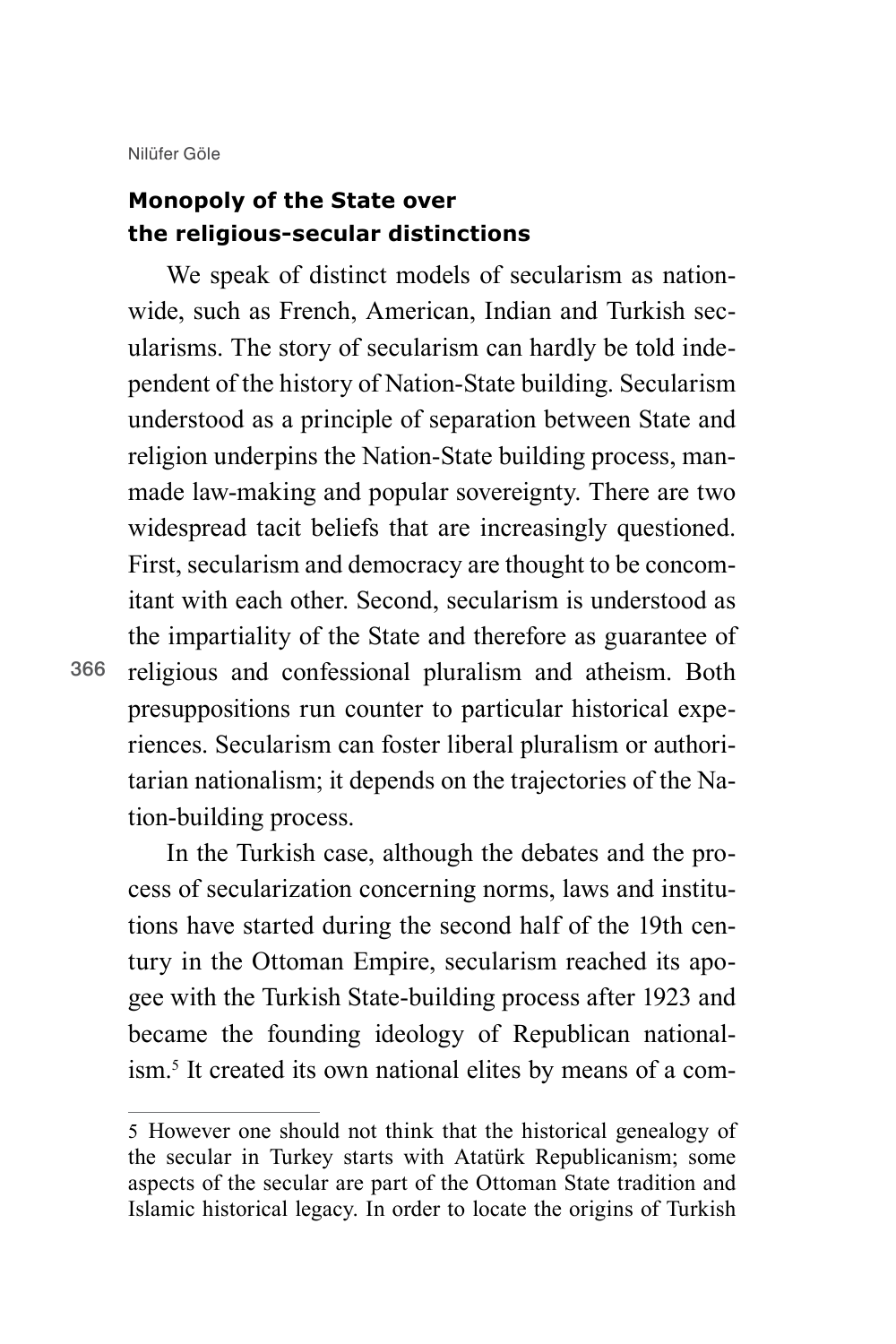## Monopoly of the State over the religious-secular distinctions

We speak of distinct models of secularism as nationwide, such as French, American, Indian and Turkish secularisms. The story of secularism can hardly be told independent of the history of Nation-State building. Secularism understood as a principle of separation between State and religion underpins the Nation-State building process, man-made law-making and popular sovereignty. There are two widespread tacit beliefs that are increasingly questioned. First, secularism and democracy are thought to be concomitant with each other. Second, secularism is understood as the impartiality of the State and therefore as guarantee of religious and confessional pluralism and atheism. Both presuppositions run counter to particular historical experiences. Secularism can foster liberal pluralism or authoritarian nationalism; it depends on the trajectories of the Nation-building process.

In the Turkish case, although the debates and the process of secularization concerning norms, laws and institutions have started during the second half of the 19th century in the Ottoman Empire, secularism reached its apogee with the Turkish State-building process after 1923 and became the founding ideology of Republican nationalism.[5] It created its own national elites by means of a com-

5 However one should not think that the historical genealogy of the secular in Turkey starts with Atatürk Republicanism; some aspects of the secular are part of the Ottoman State tradition and Islamic historical legacy. In order to locate the origins of Turkish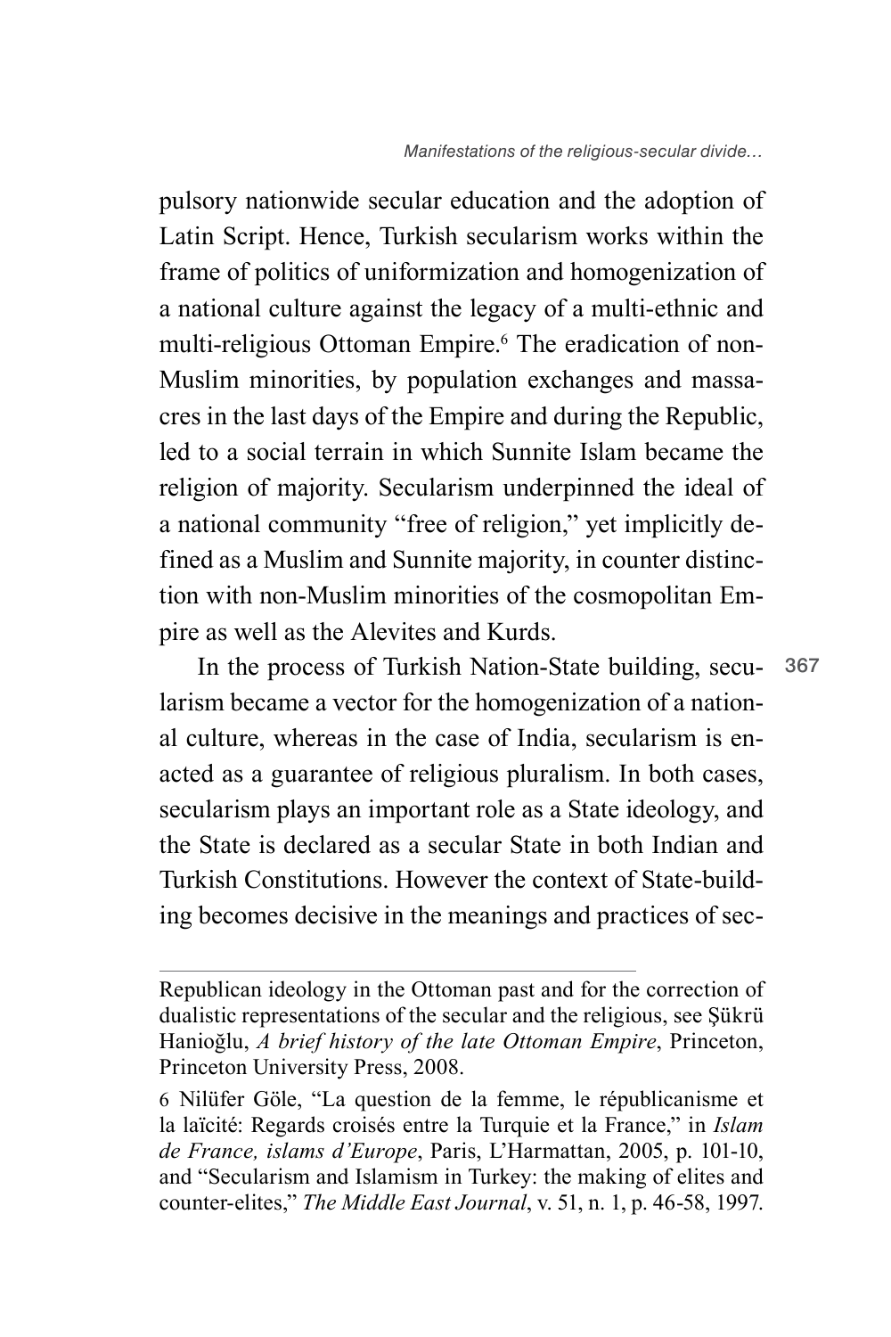pulsory nationwide secular education and the adoption of Latin Script. Hence, Turkish secularism works within the frame of politics of uniformization and homogenization of a national culture against the legacy of a multi-ethnic and multi-religious Ottoman Empire.[6] The eradication of non-Muslim minorities, by population exchanges and massacres in the last days of the Empire and during the Republic, led to a social terrain in which Sunnite Islam became the religion of majority. Secularism underpinned the ideal of a national community "free of religion," yet implicitly defined as a Muslim and Sunnite majority, in counter distinction with non-Muslim minorities of the cosmopolitan Empire as well as the Alevites and Kurds.

In the process of Turkish Nation-State building, secularism became a vector for the homogenization of a national culture, whereas in the case of India, secularism is enacted as a guarantee of religious pluralism. In both cases, secularism plays an important role as a State ideology, and the State is declared as a secular State in both Indian and Turkish Constitutions. However the context of State-building becomes decisive in the meanings and practices of sec-

---

Republican ideology in the Ottoman past and for the correction of dualistic representations of the secular and the religious, see Şükrü Hanioğlu, *A brief history of the late Ottoman Empire*, Princeton, Princeton University Press, 2008.

6 Nilüfer Göle, "La question de la femme, le républicanisme et la laïcité: Regards croisés entre la Turquie et la France," in *Islam de France, islams d'Europe*, Paris, L'Harmattan, 2005, p. 101-10, and "Secularism and Islamism in Turkey: the making of elites and counter-elites," *The Middle East Journal*, v. 51, n. 1, p. 46-58, 1997.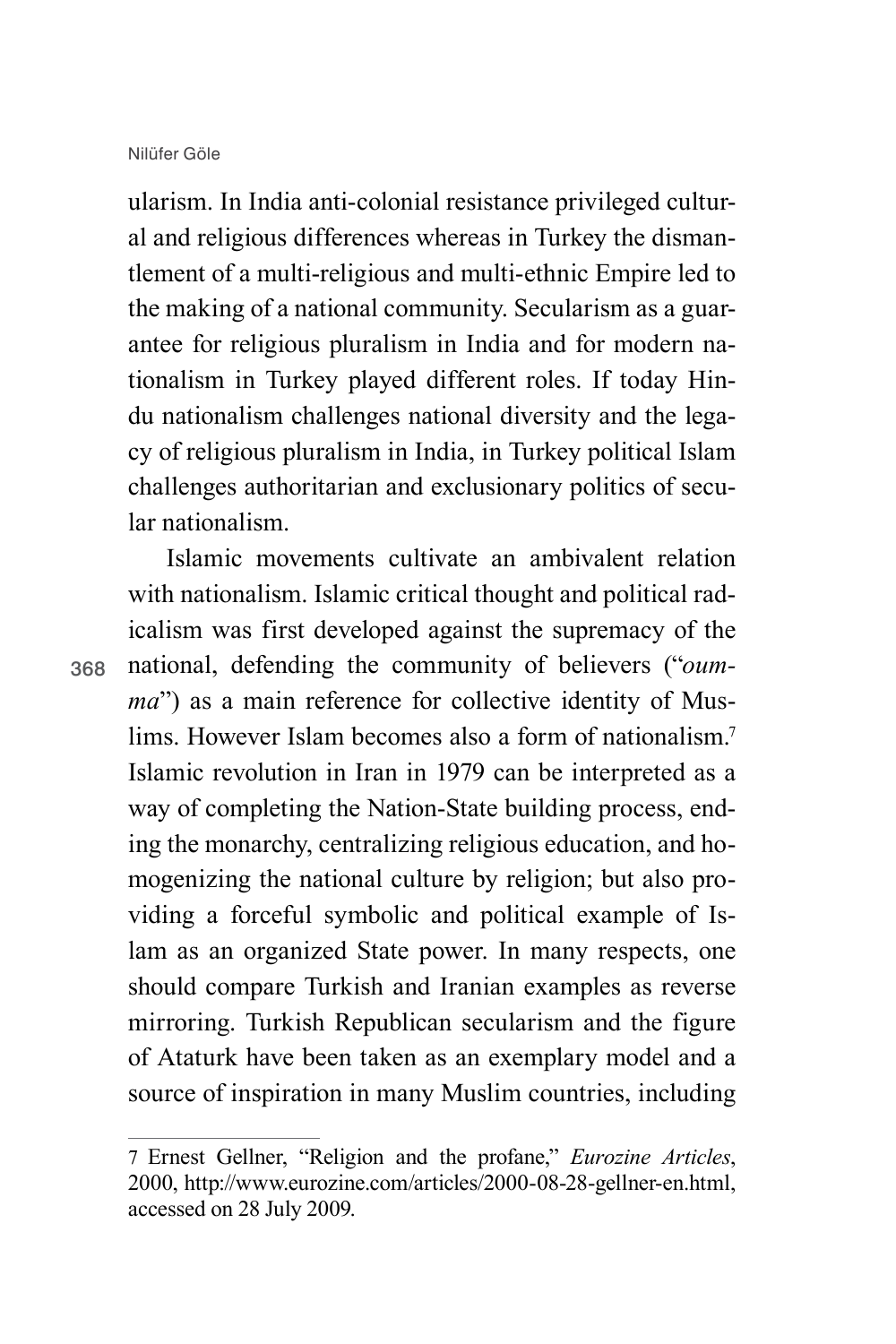ularism. In India anti-colonial resistance privileged cultural and religious differences whereas in Turkey the dismantlement of a multi-religious and multi-ethnic Empire led to the making of a national community. Secularism as a guarantee for religious pluralism in India and for modern nationalism in Turkey played different roles. If today Hindu nationalism challenges national diversity and the legacy of religious pluralism in India, in Turkey political Islam challenges authoritarian and exclusionary politics of secular nationalism.

Islamic movements cultivate an ambivalent relation with nationalism. Islamic critical thought and political radicalism was first developed against the supremacy of the national, defending the community of believers ("*oumma*") as a main reference for collective identity of Muslims. However Islam becomes also a form of nationalism.[7] Islamic revolution in Iran in 1979 can be interpreted as a way of completing the Nation-State building process, ending the monarchy, centralizing religious education, and homogenizing the national culture by religion; but also providing a forceful symbolic and political example of Islam as an organized State power. In many respects, one should compare Turkish and Iranian examples as reverse mirroring. Turkish Republican secularism and the figure of Ataturk have been taken as an exemplary model and a source of inspiration in many Muslim countries, including

---

7 Ernest Gellner, "Religion and the profane," *Eurozine Articles*, 2000, http://www.eurozine.com/articles/2000-08-28-gellner-en.html, accessed on 28 July 2009.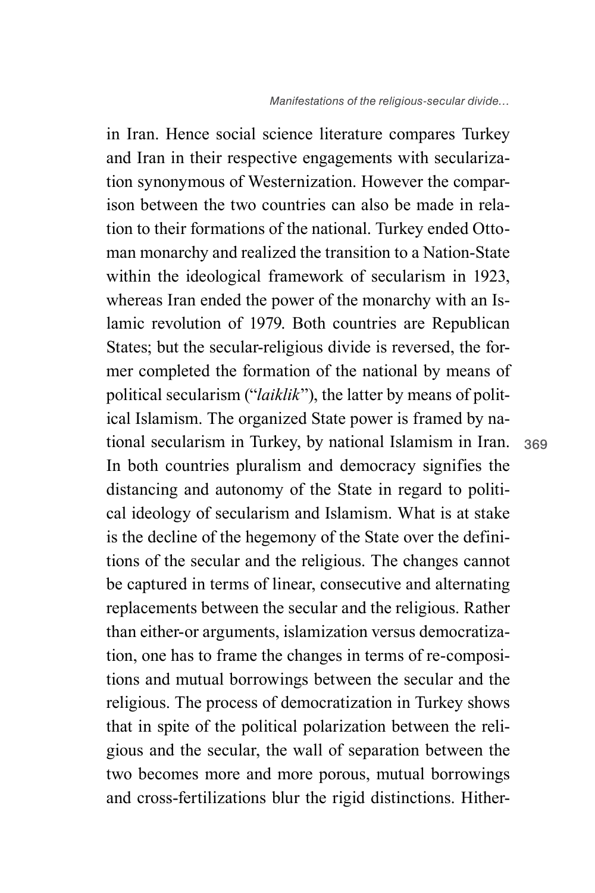in Iran. Hence social science literature compares Turkey and Iran in their respective engagements with secularization synonymous of Westernization. However the comparison between the two countries can also be made in relation to their formations of the national. Turkey ended Ottoman monarchy and realized the transition to a Nation-State within the ideological framework of secularism in 1923, whereas Iran ended the power of the monarchy with an Islamic revolution of 1979. Both countries are Republican States; but the secular-religious divide is reversed, the former completed the formation of the national by means of political secularism ("*laiklik*"), the latter by means of political Islamism. The organized State power is framed by national secularism in Turkey, by national Islamism in Iran. In both countries pluralism and democracy signifies the distancing and autonomy of the State in regard to political ideology of secularism and Islamism. What is at stake is the decline of the hegemony of the State over the definitions of the secular and the religious. The changes cannot be captured in terms of linear, consecutive and alternating replacements between the secular and the religious. Rather than either-or arguments, islamization versus democratization, one has to frame the changes in terms of re-compositions and mutual borrowings between the secular and the religious. The process of democratization in Turkey shows that in spite of the political polarization between the religious and the secular, the wall of separation between the two becomes more and more porous, mutual borrowings and cross-fertilizations blur the rigid distinctions. Hither-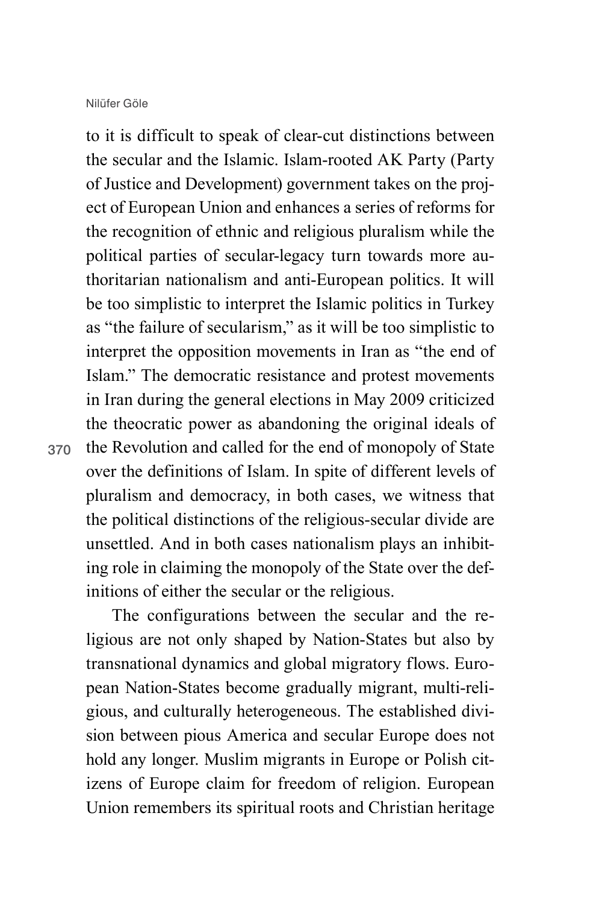to it is difficult to speak of clear-cut distinctions between the secular and the Islamic. Islam-rooted AK Party (Party of Justice and Development) government takes on the project of European Union and enhances a series of reforms for the recognition of ethnic and religious pluralism while the political parties of secular-legacy turn towards more authoritarian nationalism and anti-European politics. It will be too simplistic to interpret the Islamic politics in Turkey as "the failure of secularism," as it will be too simplistic to interpret the opposition movements in Iran as "the end of Islam." The democratic resistance and protest movements in Iran during the general elections in May 2009 criticized the theocratic power as abandoning the original ideals of the Revolution and called for the end of monopoly of State over the definitions of Islam. In spite of different levels of pluralism and democracy, in both cases, we witness that the political distinctions of the religious-secular divide are unsettled. And in both cases nationalism plays an inhibiting role in claiming the monopoly of the State over the definitions of either the secular or the religious.

The configurations between the secular and the religious are not only shaped by Nation-States but also by transnational dynamics and global migratory flows. European Nation-States become gradually migrant, multi-religious, and culturally heterogeneous. The established division between pious America and secular Europe does not hold any longer. Muslim migrants in Europe or Polish citizens of Europe claim for freedom of religion. European Union remembers its spiritual roots and Christian heritage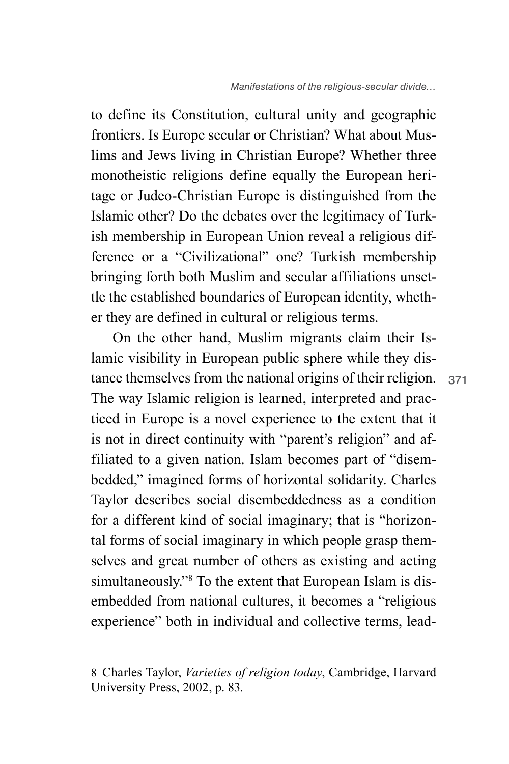to define its Constitution, cultural unity and geographic frontiers. Is Europe secular or Christian? What about Muslims and Jews living in Christian Europe? Whether three monotheistic religions define equally the European heritage or Judeo-Christian Europe is distinguished from the Islamic other? Do the debates over the legitimacy of Turkish membership in European Union reveal a religious difference or a "Civilizational" one? Turkish membership bringing forth both Muslim and secular affiliations unsettle the established boundaries of European identity, whether they are defined in cultural or religious terms.

On the other hand, Muslim migrants claim their Islamic visibility in European public sphere while they distance themselves from the national origins of their religion. The way Islamic religion is learned, interpreted and practiced in Europe is a novel experience to the extent that it is not in direct continuity with "parent's religion" and affiliated to a given nation. Islam becomes part of "disembedded," imagined forms of horizontal solidarity. Charles Taylor describes social disembeddedness as a condition for a different kind of social imaginary; that is "horizontal forms of social imaginary in which people grasp themselves and great number of others as existing and acting simultaneously."[8] To the extent that European Islam is disembedded from national cultures, it becomes a "religious experience" both in individual and collective terms, lead-

---

8 Charles Taylor, *Varieties of religion today*, Cambridge, Harvard University Press, 2002, p. 83.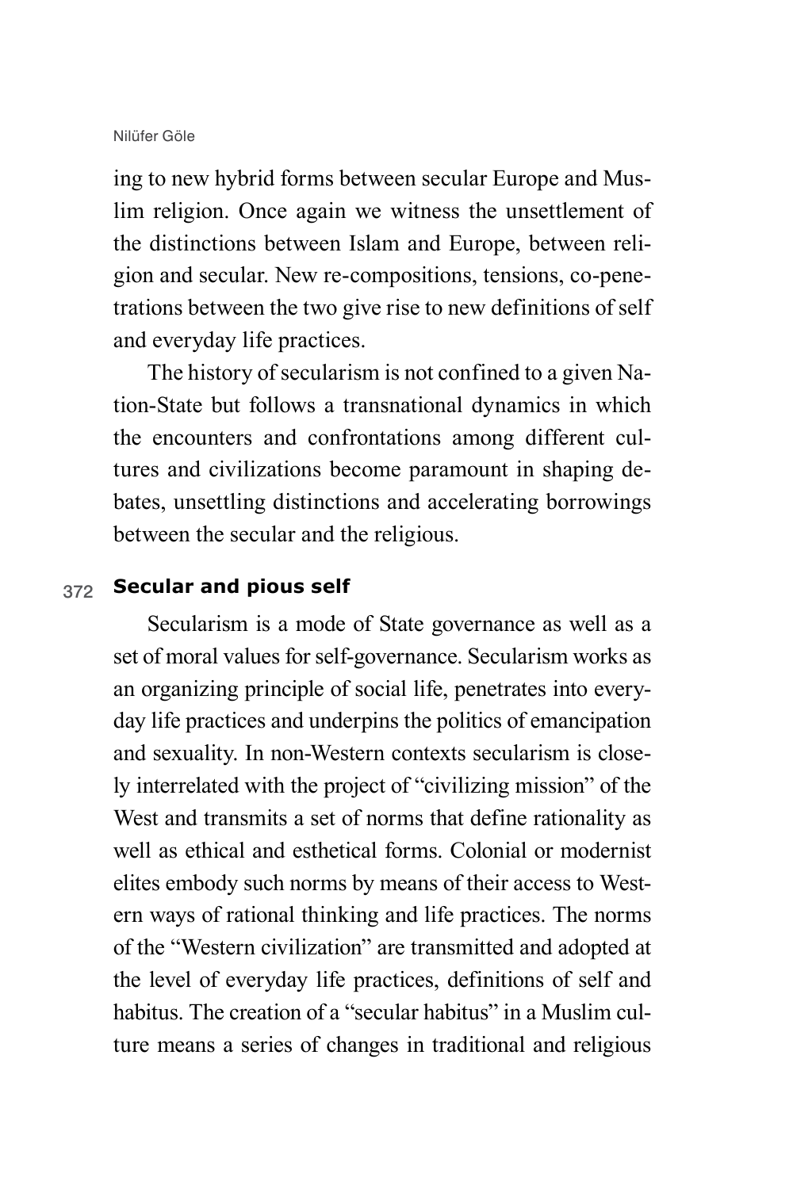ing to new hybrid forms between secular Europe and Muslim religion. Once again we witness the unsettlement of the distinctions between Islam and Europe, between religion and secular. New re-compositions, tensions, co-penetrations between the two give rise to new definitions of self and everyday life practices.

The history of secularism is not confined to a given Nation-State but follows a transnational dynamics in which the encounters and confrontations among different cultures and civilizations become paramount in shaping debates, unsettling distinctions and accelerating borrowings between the secular and the religious.

## Secular and pious self

Secularism is a mode of State governance as well as a set of moral values for self-governance. Secularism works as an organizing principle of social life, penetrates into everyday life practices and underpins the politics of emancipation and sexuality. In non-Western contexts secularism is closely interrelated with the project of "civilizing mission" of the West and transmits a set of norms that define rationality as well as ethical and esthetical forms. Colonial or modernist elites embody such norms by means of their access to Western ways of rational thinking and life practices. The norms of the "Western civilization" are transmitted and adopted at the level of everyday life practices, definitions of self and habitus. The creation of a "secular habitus" in a Muslim culture means a series of changes in traditional and religious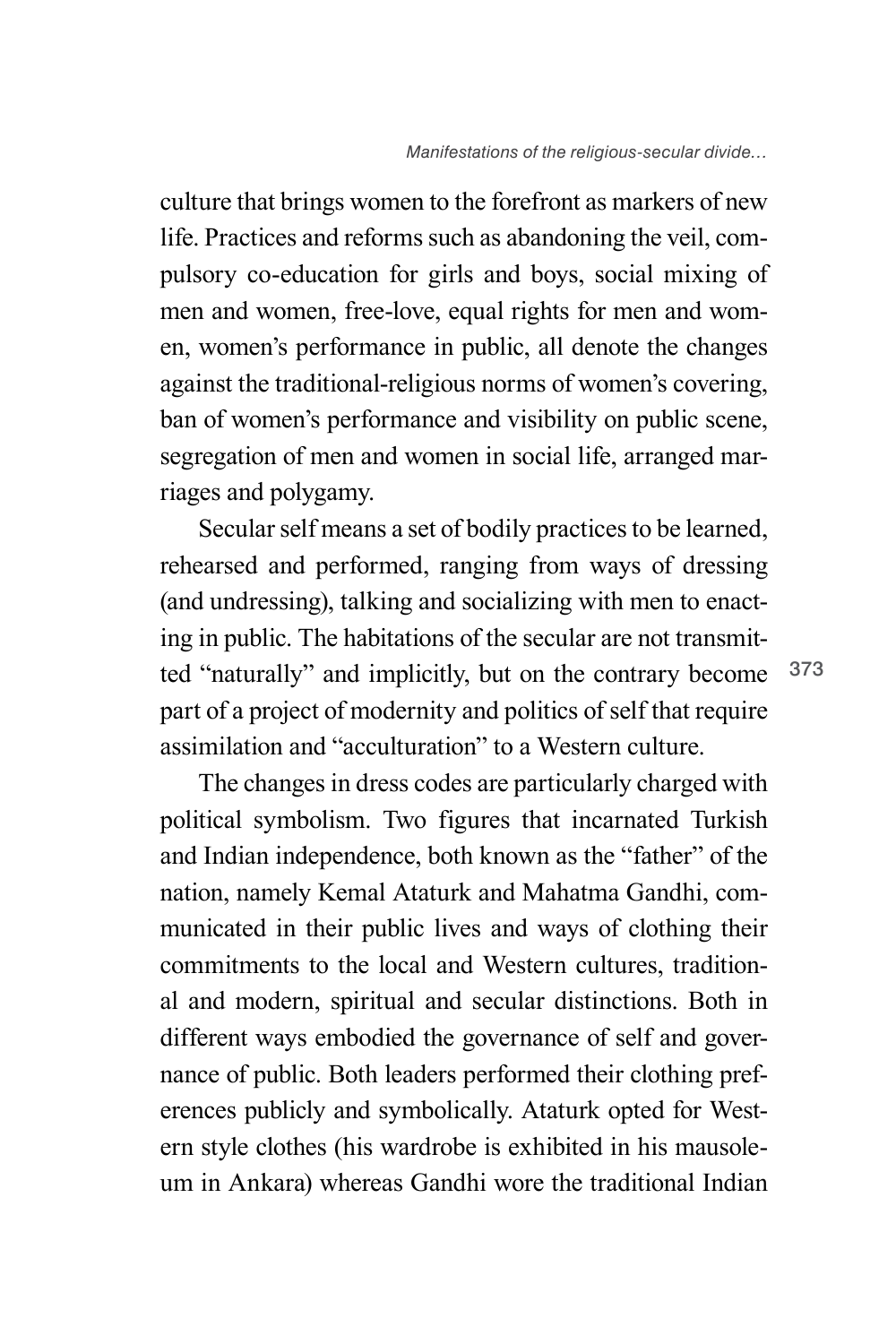culture that brings women to the forefront as markers of new life. Practices and reforms such as abandoning the veil, compulsory co-education for girls and boys, social mixing of men and women, free-love, equal rights for men and women, women's performance in public, all denote the changes against the traditional-religious norms of women's covering, ban of women's performance and visibility on public scene, segregation of men and women in social life, arranged marriages and polygamy.

Secular self means a set of bodily practices to be learned, rehearsed and performed, ranging from ways of dressing (and undressing), talking and socializing with men to enacting in public. The habitations of the secular are not transmitted "naturally" and implicitly, but on the contrary become part of a project of modernity and politics of self that require assimilation and "acculturation" to a Western culture.

The changes in dress codes are particularly charged with political symbolism. Two figures that incarnated Turkish and Indian independence, both known as the "father" of the nation, namely Kemal Ataturk and Mahatma Gandhi, communicated in their public lives and ways of clothing their commitments to the local and Western cultures, traditional and modern, spiritual and secular distinctions. Both in different ways embodied the governance of self and governance of public. Both leaders performed their clothing preferences publicly and symbolically. Ataturk opted for Western style clothes (his wardrobe is exhibited in his mausoleum in Ankara) whereas Gandhi wore the traditional Indian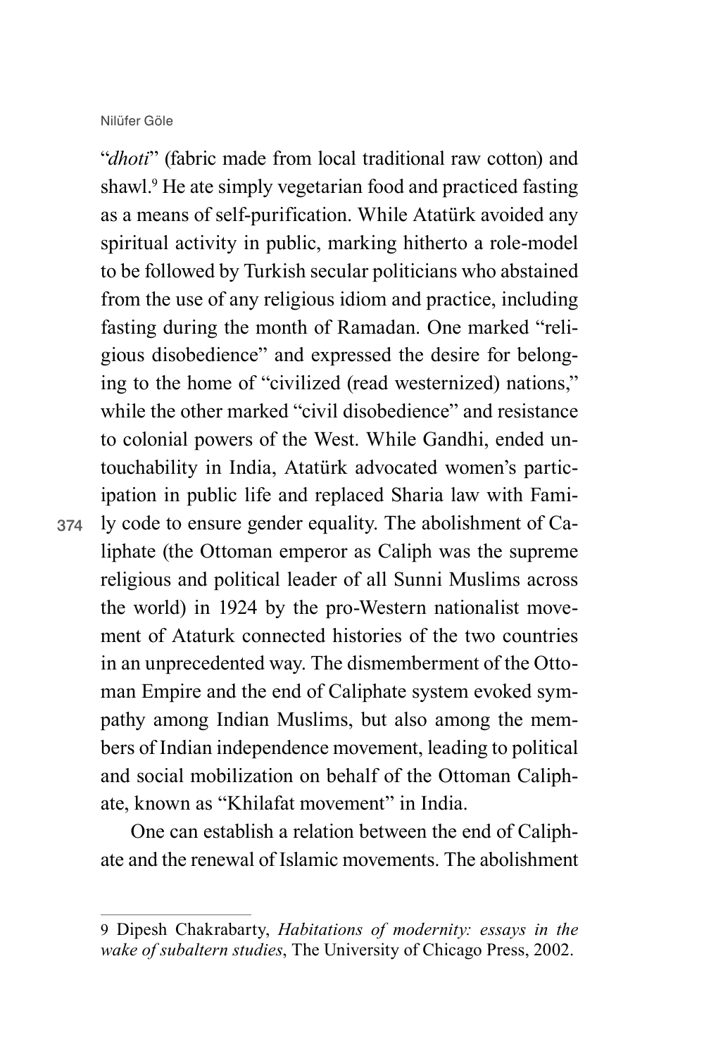"*dhoti*" (fabric made from local traditional raw cotton) and shawl.[9] He ate simply vegetarian food and practiced fasting as a means of self-purification. While Atatürk avoided any spiritual activity in public, marking hitherto a role-model to be followed by Turkish secular politicians who abstained from the use of any religious idiom and practice, including fasting during the month of Ramadan. One marked "religious disobedience" and expressed the desire for belonging to the home of "civilized (read westernized) nations," while the other marked "civil disobedience" and resistance to colonial powers of the West. While Gandhi, ended untouchability in India, Atatürk advocated women's participation in public life and replaced Sharia law with Family code to ensure gender equality. The abolishment of Caliphate (the Ottoman emperor as Caliph was the supreme religious and political leader of all Sunni Muslims across the world) in 1924 by the pro-Western nationalist movement of Ataturk connected histories of the two countries in an unprecedented way. The dismemberment of the Ottoman Empire and the end of Caliphate system evoked sympathy among Indian Muslims, but also among the members of Indian independence movement, leading to political and social mobilization on behalf of the Ottoman Caliphate, known as "Khilafat movement" in India.

One can establish a relation between the end of Caliphate and the renewal of Islamic movements. The abolishment

---

9 Dipesh Chakrabarty, *Habitations of modernity: essays in the wake of subaltern studies*, The University of Chicago Press, 2002.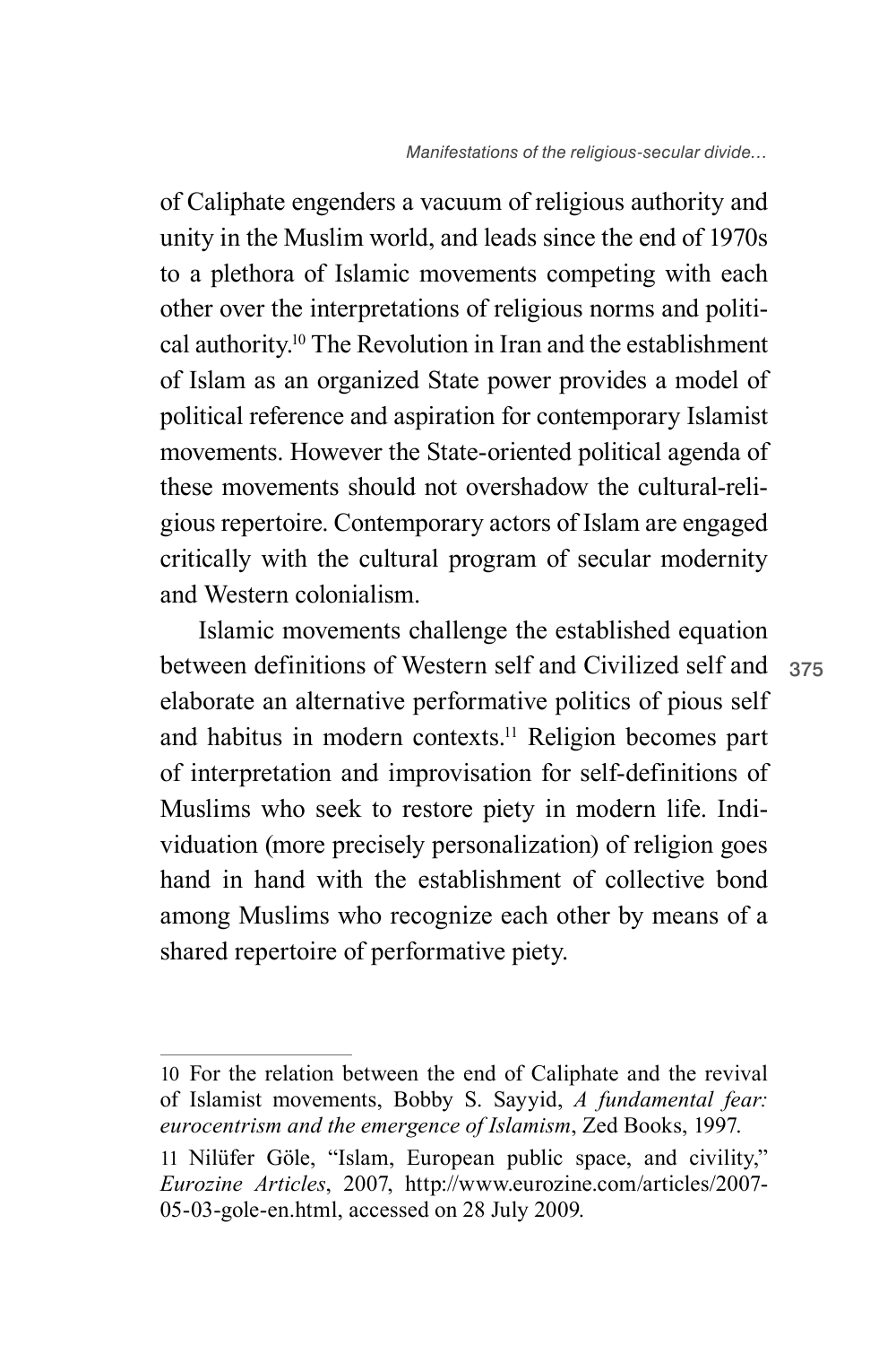of Caliphate engenders a vacuum of religious authority and unity in the Muslim world, and leads since the end of 1970s to a plethora of Islamic movements competing with each other over the interpretations of religious norms and political authority.[10] The Revolution in Iran and the establishment of Islam as an organized State power provides a model of political reference and aspiration for contemporary Islamist movements. However the State-oriented political agenda of these movements should not overshadow the cultural-religious repertoire. Contemporary actors of Islam are engaged critically with the cultural program of secular modernity and Western colonialism.

Islamic movements challenge the established equation between definitions of Western self and Civilized self and elaborate an alternative performative politics of pious self and habitus in modern contexts.[11] Religion becomes part of interpretation and improvisation for self-definitions of Muslims who seek to restore piety in modern life. Individuation (more precisely personalization) of religion goes hand in hand with the establishment of collective bond among Muslims who recognize each other by means of a shared repertoire of performative piety.

---

10 For the relation between the end of Caliphate and the revival of Islamist movements, Bobby S. Sayyid, *A fundamental fear: eurocentrism and the emergence of Islamism*, Zed Books, 1997.

11 Nilüfer Göle, "Islam, European public space, and civility," *Eurozine Articles*, 2007, http://www.eurozine.com/articles/2007-05-03-gole-en.html, accessed on 28 July 2009.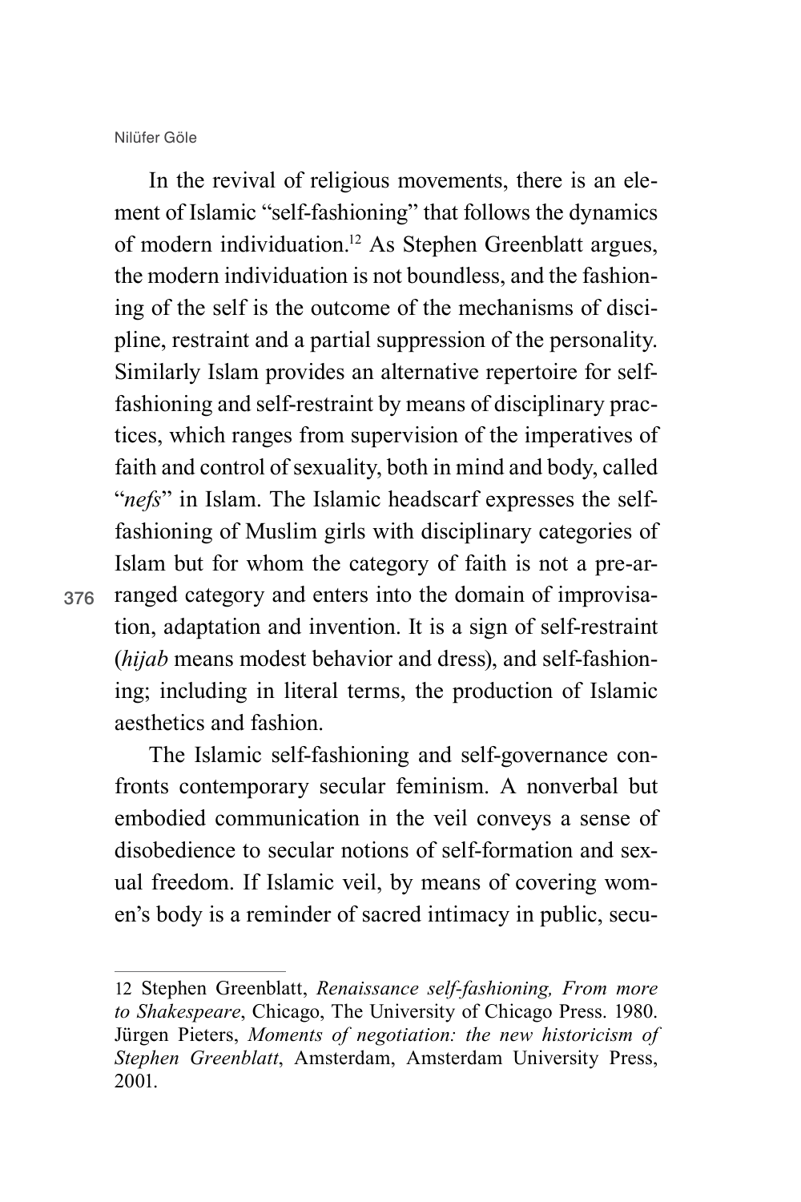In the revival of religious movements, there is an element of Islamic "self-fashioning" that follows the dynamics of modern individuation.[12] As Stephen Greenblatt argues, the modern individuation is not boundless, and the fashioning of the self is the outcome of the mechanisms of discipline, restraint and a partial suppression of the personality. Similarly Islam provides an alternative repertoire for self-fashioning and self-restraint by means of disciplinary practices, which ranges from supervision of the imperatives of faith and control of sexuality, both in mind and body, called "*nefs*" in Islam. The Islamic headscarf expresses the self-fashioning of Muslim girls with disciplinary categories of Islam but for whom the category of faith is not a pre-arranged category and enters into the domain of improvisation, adaptation and invention. It is a sign of self-restraint (*hijab* means modest behavior and dress), and self-fashioning; including in literal terms, the production of Islamic aesthetics and fashion.

The Islamic self-fashioning and self-governance confronts contemporary secular feminism. A nonverbal but embodied communication in the veil conveys a sense of disobedience to secular notions of self-formation and sexual freedom. If Islamic veil, by means of covering women's body is a reminder of sacred intimacy in public, secu-

---

12 Stephen Greenblatt, *Renaissance self-fashioning, From more to Shakespeare*, Chicago, The University of Chicago Press. 1980. Jürgen Pieters, *Moments of negotiation: the new historicism of Stephen Greenblatt*, Amsterdam, Amsterdam University Press, 2001.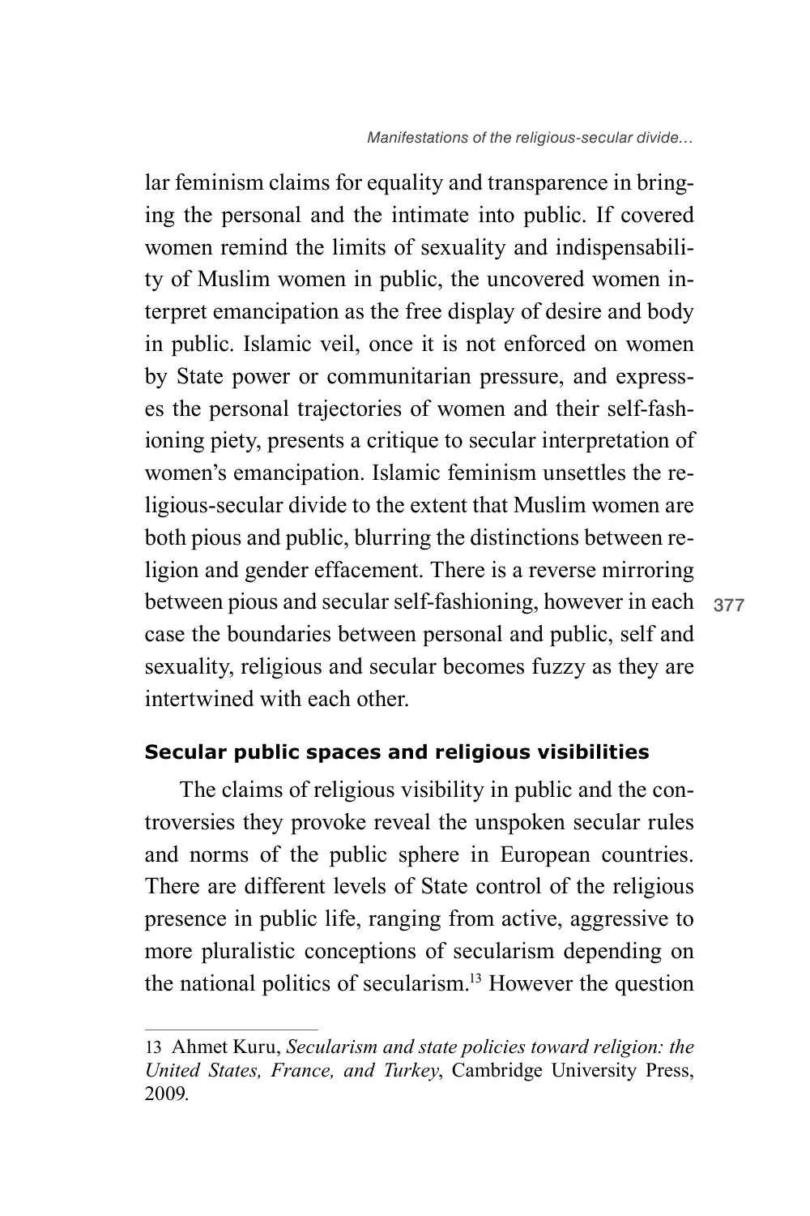lar feminism claims for equality and transparence in bringing the personal and the intimate into public. If covered women remind the limits of sexuality and indispensability of Muslim women in public, the uncovered women interpret emancipation as the free display of desire and body in public. Islamic veil, once it is not enforced on women by State power or communitarian pressure, and expresses the personal trajectories of women and their self-fashioning piety, presents a critique to secular interpretation of women's emancipation. Islamic feminism unsettles the religious-secular divide to the extent that Muslim women are both pious and public, blurring the distinctions between religion and gender effacement. There is a reverse mirroring between pious and secular self-fashioning, however in each case the boundaries between personal and public, self and sexuality, religious and secular becomes fuzzy as they are intertwined with each other.

## Secular public spaces and religious visibilities

The claims of religious visibility in public and the controversies they provoke reveal the unspoken secular rules and norms of the public sphere in European countries. There are different levels of State control of the religious presence in public life, ranging from active, aggressive to more pluralistic conceptions of secularism depending on the national politics of secularism.[13] However the question

---

13 Ahmet Kuru, *Secularism and state policies toward religion: the United States, France, and Turkey*, Cambridge University Press, 2009.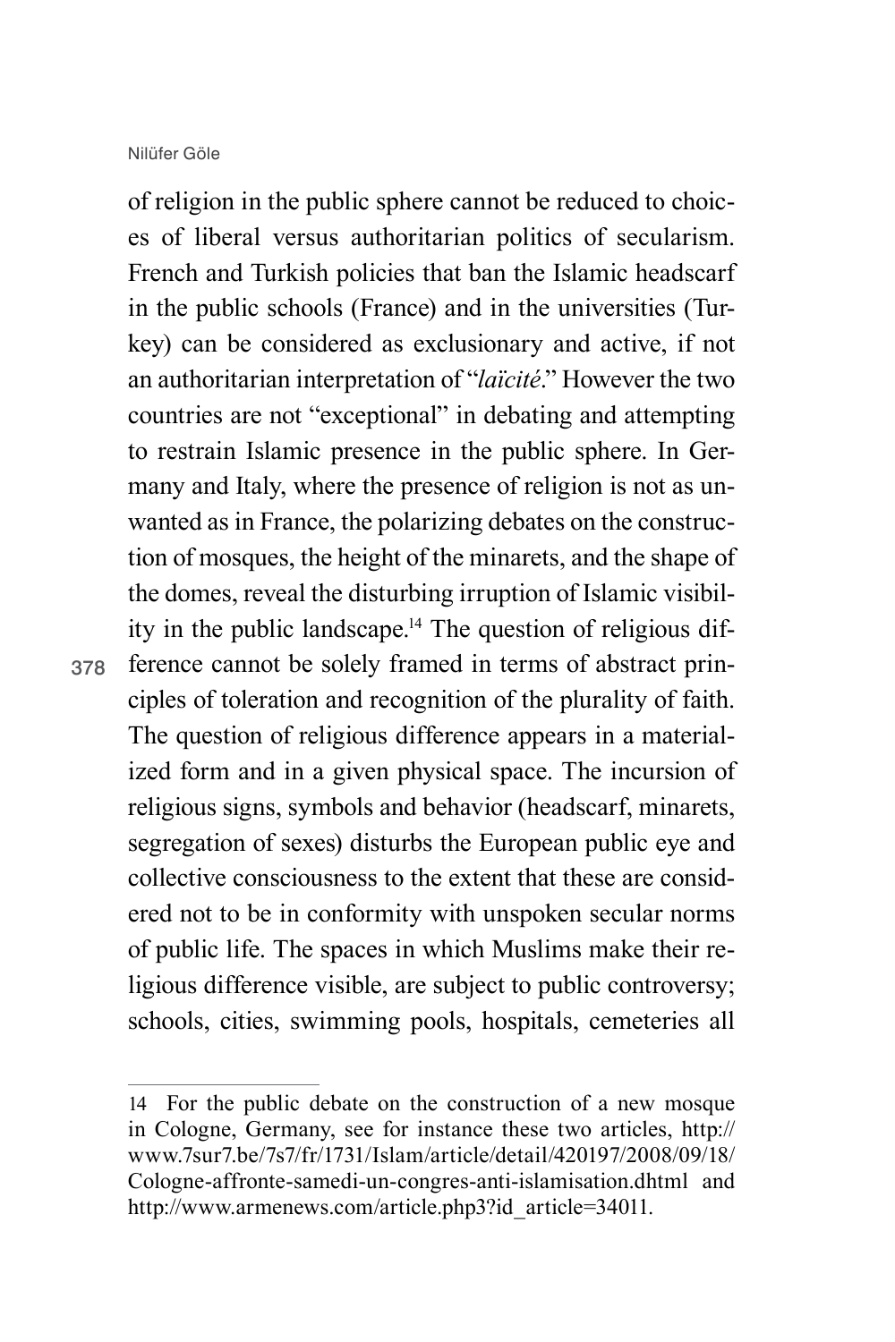of religion in the public sphere cannot be reduced to choices of liberal versus authoritarian politics of secularism. French and Turkish policies that ban the Islamic headscarf in the public schools (France) and in the universities (Turkey) can be considered as exclusionary and active, if not an authoritarian interpretation of "*laïcité*." However the two countries are not "exceptional" in debating and attempting to restrain Islamic presence in the public sphere. In Germany and Italy, where the presence of religion is not as unwanted as in France, the polarizing debates on the construction of mosques, the height of the minarets, and the shape of the domes, reveal the disturbing irruption of Islamic visibility in the public landscape.[14] The question of religious difference cannot be solely framed in terms of abstract principles of toleration and recognition of the plurality of faith. The question of religious difference appears in a materialized form and in a given physical space. The incursion of religious signs, symbols and behavior (headscarf, minarets, segregation of sexes) disturbs the European public eye and collective consciousness to the extent that these are considered not to be in conformity with unspoken secular norms of public life. The spaces in which Muslims make their religious difference visible, are subject to public controversy; schools, cities, swimming pools, hospitals, cemeteries all

---

14 For the public debate on the construction of a new mosque in Cologne, Germany, see for instance these two articles, http://www.7sur7.be/7s7/fr/1731/Islam/article/detail/420197/2008/09/18/Cologne-affronte-samedi-un-congres-anti-islamisation.dhtml and http://www.armenews.com/article.php3?id_article=34011.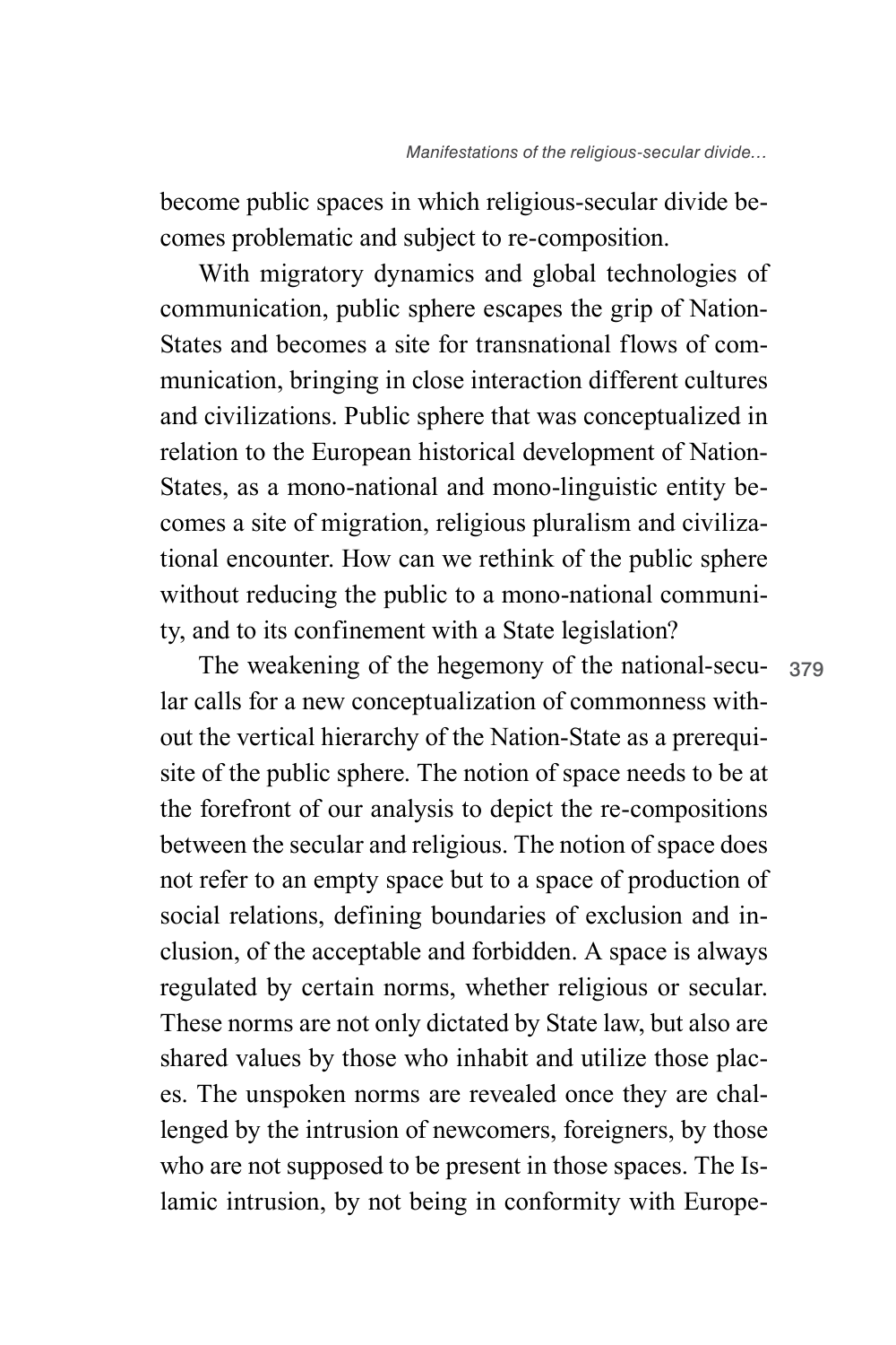become public spaces in which religious-secular divide becomes problematic and subject to re-composition.

With migratory dynamics and global technologies of communication, public sphere escapes the grip of Nation-States and becomes a site for transnational flows of communication, bringing in close interaction different cultures and civilizations. Public sphere that was conceptualized in relation to the European historical development of Nation-States, as a mono-national and mono-linguistic entity becomes a site of migration, religious pluralism and civilizational encounter. How can we rethink of the public sphere without reducing the public to a mono-national community, and to its confinement with a State legislation?

The weakening of the hegemony of the national-secular calls for a new conceptualization of commonness without the vertical hierarchy of the Nation-State as a prerequisite of the public sphere. The notion of space needs to be at the forefront of our analysis to depict the re-compositions between the secular and religious. The notion of space does not refer to an empty space but to a space of production of social relations, defining boundaries of exclusion and inclusion, of the acceptable and forbidden. A space is always regulated by certain norms, whether religious or secular. These norms are not only dictated by State law, but also are shared values by those who inhabit and utilize those places. The unspoken norms are revealed once they are challenged by the intrusion of newcomers, foreigners, by those who are not supposed to be present in those spaces. The Islamic intrusion, by not being in conformity with Europe-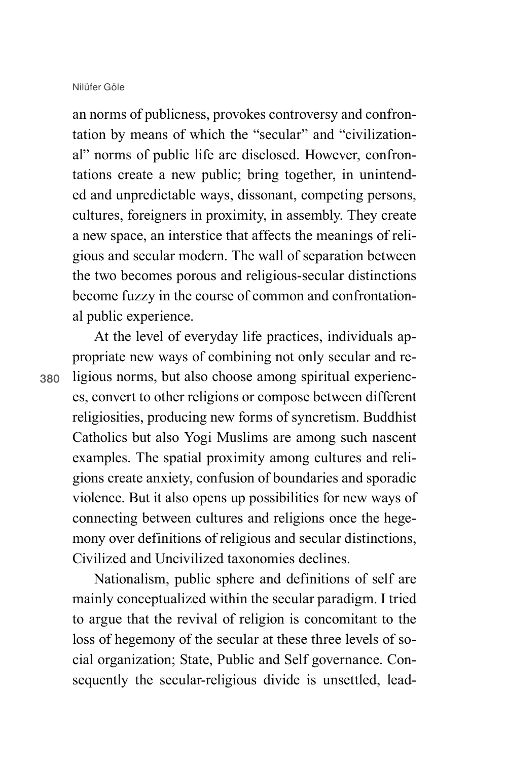an norms of publicness, provokes controversy and confrontation by means of which the "secular" and "civilizational" norms of public life are disclosed. However, confrontations create a new public; bring together, in unintended and unpredictable ways, dissonant, competing persons, cultures, foreigners in proximity, in assembly. They create a new space, an interstice that affects the meanings of religious and secular modern. The wall of separation between the two becomes porous and religious-secular distinctions become fuzzy in the course of common and confrontational public experience.

At the level of everyday life practices, individuals appropriate new ways of combining not only secular and religious norms, but also choose among spiritual experiences, convert to other religions or compose between different religiosities, producing new forms of syncretism. Buddhist Catholics but also Yogi Muslims are among such nascent examples. The spatial proximity among cultures and religions create anxiety, confusion of boundaries and sporadic violence. But it also opens up possibilities for new ways of connecting between cultures and religions once the hegemony over definitions of religious and secular distinctions, Civilized and Uncivilized taxonomies declines.

Nationalism, public sphere and definitions of self are mainly conceptualized within the secular paradigm. I tried to argue that the revival of religion is concomitant to the loss of hegemony of the secular at these three levels of social organization; State, Public and Self governance. Consequently the secular-religious divide is unsettled, lead-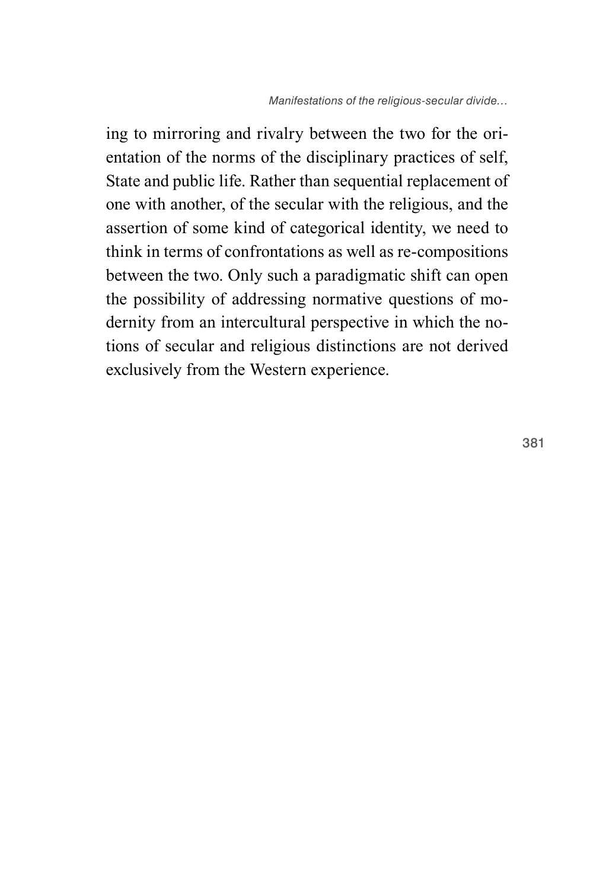ing to mirroring and rivalry between the two for the orientation of the norms of the disciplinary practices of self, State and public life. Rather than sequential replacement of one with another, of the secular with the religious, and the assertion of some kind of categorical identity, we need to think in terms of confrontations as well as re-compositions between the two. Only such a paradigmatic shift can open the possibility of addressing normative questions of modernity from an intercultural perspective in which the notions of secular and religious distinctions are not derived exclusively from the Western experience.